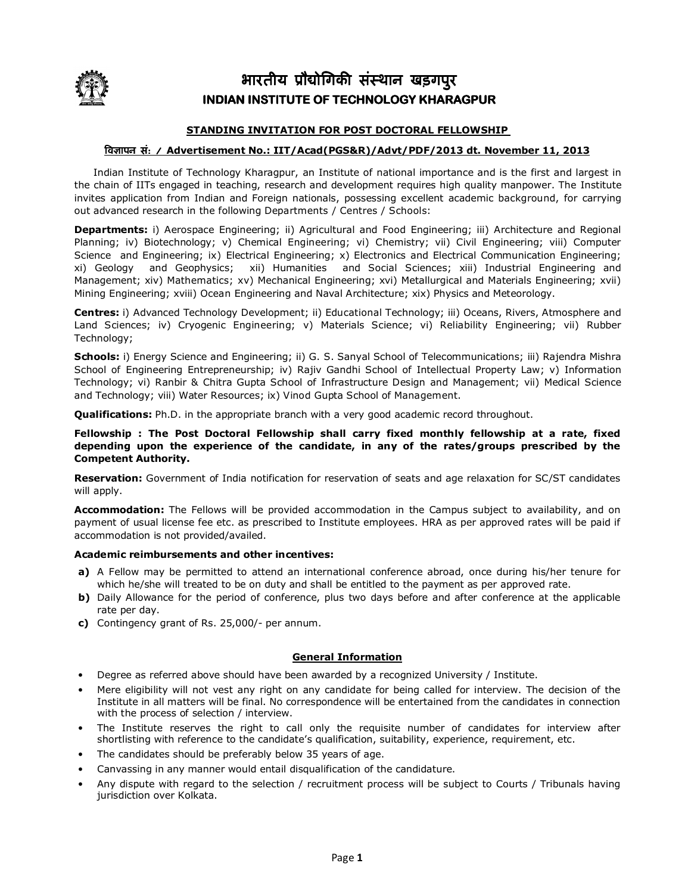# भारतीय प्रौद्योगिकी संस्थान खड़गपुर
# INDIAN INSTITUTE OF TECHNOLOGY KHARAGPUR

## STANDING INVITATION FOR POST DOCTORAL FELLOWSHIP

### विज्ञापन सं: / Advertisement No.: IIT/Acad(PGS&R)/Advt/PDF/2013 dt. November 11, 2013

Indian Institute of Technology Kharagpur, an Institute of national importance and is the first and largest in the chain of IITs engaged in teaching, research and development requires high quality manpower. The Institute invites application from Indian and Foreign nationals, possessing excellent academic background, for carrying out advanced research in the following Departments / Centres / Schools:

**Departments:** i) Aerospace Engineering; ii) Agricultural and Food Engineering; iii) Architecture and Regional Planning; iv) Biotechnology; v) Chemical Engineering; vi) Chemistry; vii) Civil Engineering; viii) Computer Science and Engineering; ix) Electrical Engineering; x) Electronics and Electrical Communication Engineering; xi) Geology and Geophysics; xii) Humanities and Social Sciences; xiii) Industrial Engineering and Management; xiv) Mathematics; xv) Mechanical Engineering; xvi) Metallurgical and Materials Engineering; xvii) Mining Engineering; xviii) Ocean Engineering and Naval Architecture; xix) Physics and Meteorology.

**Centres:** i) Advanced Technology Development; ii) Educational Technology; iii) Oceans, Rivers, Atmosphere and Land Sciences; iv) Cryogenic Engineering; v) Materials Science; vi) Reliability Engineering; vii) Rubber Technology;

**Schools:** i) Energy Science and Engineering; ii) G. S. Sanyal School of Telecommunications; iii) Rajendra Mishra School of Engineering Entrepreneurship; iv) Rajiv Gandhi School of Intellectual Property Law; v) Information Technology; vi) Ranbir & Chitra Gupta School of Infrastructure Design and Management; vii) Medical Science and Technology; viii) Water Resources; ix) Vinod Gupta School of Management.

**Qualifications:** Ph.D. in the appropriate branch with a very good academic record throughout.

**Fellowship : The Post Doctoral Fellowship shall carry fixed monthly fellowship at a rate, fixed depending upon the experience of the candidate, in any of the rates/groups prescribed by the Competent Authority.**

**Reservation:** Government of India notification for reservation of seats and age relaxation for SC/ST candidates will apply.

**Accommodation:** The Fellows will be provided accommodation in the Campus subject to availability, and on payment of usual license fee etc. as prescribed to Institute employees. HRA as per approved rates will be paid if accommodation is not provided/availed.

**Academic reimbursements and other incentives:**

**a)** A Fellow may be permitted to attend an international conference abroad, once during his/her tenure for which he/she will treated to be on duty and shall be entitled to the payment as per approved rate.

**b)** Daily Allowance for the period of conference, plus two days before and after conference at the applicable rate per day.

**c)** Contingency grant of Rs. 25,000/- per annum.

## General Information

- Degree as referred above should have been awarded by a recognized University / Institute.
- Mere eligibility will not vest any right on any candidate for being called for interview. The decision of the Institute in all matters will be final. No correspondence will be entertained from the candidates in connection with the process of selection / interview.
- The Institute reserves the right to call only the requisite number of candidates for interview after shortlisting with reference to the candidate's qualification, suitability, experience, requirement, etc.
- The candidates should be preferably below 35 years of age.
- Canvassing in any manner would entail disqualification of the candidature.
- Any dispute with regard to the selection / recruitment process will be subject to Courts / Tribunals having jurisdiction over Kolkata.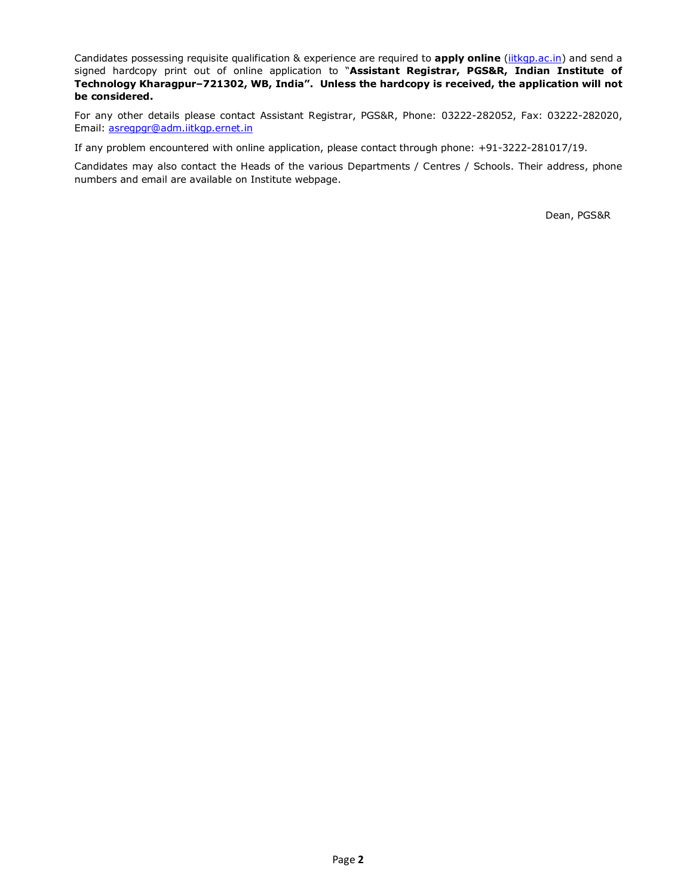Candidates possessing requisite qualification & experience are required to **apply online** (iitkgp.ac.in) and send a signed hardcopy print out of online application to "**Assistant Registrar, PGS&R, Indian Institute of Technology Kharagpur–721302, WB, India". Unless the hardcopy is received, the application will not be considered.**

For any other details please contact Assistant Registrar, PGS&R, Phone: 03222-282052, Fax: 03222-282020, Email: asregpgr@adm.iitkgp.ernet.in

If any problem encountered with online application, please contact through phone: +91-3222-281017/19.

Candidates may also contact the Heads of the various Departments / Centres / Schools. Their address, phone numbers and email are available on Institute webpage.

Dean, PGS&R